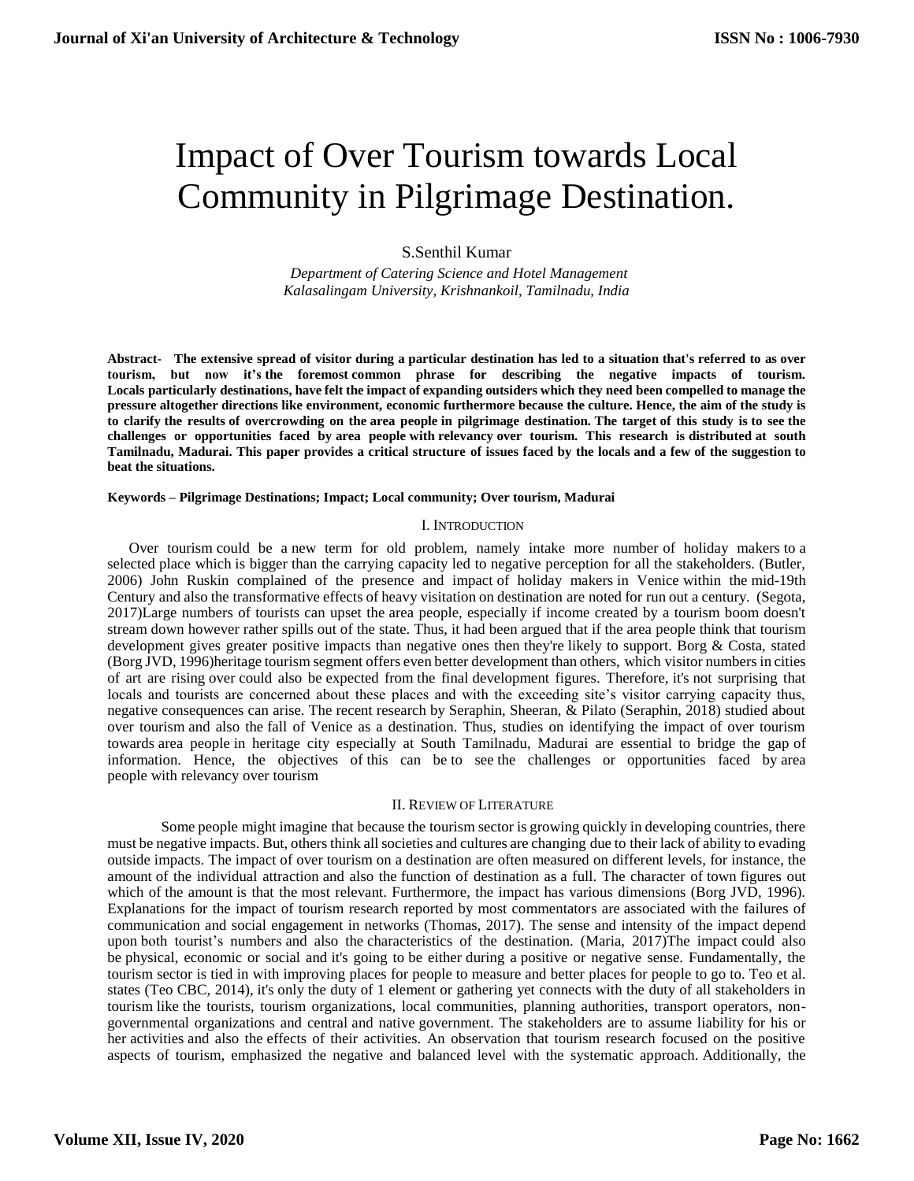// Impact of Over Tourism towards Local Community in Pilgrimage Destination.

S.Senthil Kumar

*Department of Catering Science and Hotel Management*
*Kalasalingam University, Krishnankoil, Tamilnadu, India*

**Abstract- The extensive spread of visitor during a particular destination has led to a situation that's referred to as over tourism, but now it's the foremost common phrase for describing the negative impacts of tourism. Locals particularly destinations, have felt the impact of expanding outsiders which they need been compelled to manage the pressure altogether directions like environment, economic furthermore because the culture. Hence, the aim of the study is to clarify the results of overcrowding on the area people in pilgrimage destination. The target of this study is to see the challenges or opportunities faced by area people with relevancy over tourism. This research is distributed at south Tamilnadu, Madurai. This paper provides a critical structure of issues faced by the locals and a few of the suggestion to beat the situations.**

**Keywords – Pilgrimage Destinations; Impact; Local community; Over tourism, Madurai**

## I. Introduction

Over tourism could be a new term for old problem, namely intake more number of holiday makers to a selected place which is bigger than the carrying capacity led to negative perception for all the stakeholders. (Butler, 2006) John Ruskin complained of the presence and impact of holiday makers in Venice within the mid-19th Century and also the transformative effects of heavy visitation on destination are noted for run out a century. (Segota, 2017)Large numbers of tourists can upset the area people, especially if income created by a tourism boom doesn't stream down however rather spills out of the state. Thus, it had been argued that if the area people think that tourism development gives greater positive impacts than negative ones then they're likely to support. Borg & Costa, stated (Borg JVD, 1996)heritage tourism segment offers even better development than others, which visitor numbers in cities of art are rising over could also be expected from the final development figures. Therefore, it's not surprising that locals and tourists are concerned about these places and with the exceeding site's visitor carrying capacity thus, negative consequences can arise. The recent research by Seraphin, Sheeran, & Pilato (Seraphin, 2018) studied about over tourism and also the fall of Venice as a destination. Thus, studies on identifying the impact of over tourism towards area people in heritage city especially at South Tamilnadu, Madurai are essential to bridge the gap of information. Hence, the objectives of this can be to see the challenges or opportunities faced by area people with relevancy over tourism

## II. Review of Literature

Some people might imagine that because the tourism sector is growing quickly in developing countries, there must be negative impacts. But, others think all societies and cultures are changing due to their lack of ability to evading outside impacts. The impact of over tourism on a destination are often measured on different levels, for instance, the amount of the individual attraction and also the function of destination as a full. The character of town figures out which of the amount is that the most relevant. Furthermore, the impact has various dimensions (Borg JVD, 1996). Explanations for the impact of tourism research reported by most commentators are associated with the failures of communication and social engagement in networks (Thomas, 2017). The sense and intensity of the impact depend upon both tourist's numbers and also the characteristics of the destination. (Maria, 2017)The impact could also be physical, economic or social and it's going to be either during a positive or negative sense. Fundamentally, the tourism sector is tied in with improving places for people to measure and better places for people to go to. Teo et al. states (Teo CBC, 2014), it's only the duty of 1 element or gathering yet connects with the duty of all stakeholders in tourism like the tourists, tourism organizations, local communities, planning authorities, transport operators, non-governmental organizations and central and native government. The stakeholders are to assume liability for his or her activities and also the effects of their activities. An observation that tourism research focused on the positive aspects of tourism, emphasized the negative and balanced level with the systematic approach. Additionally, the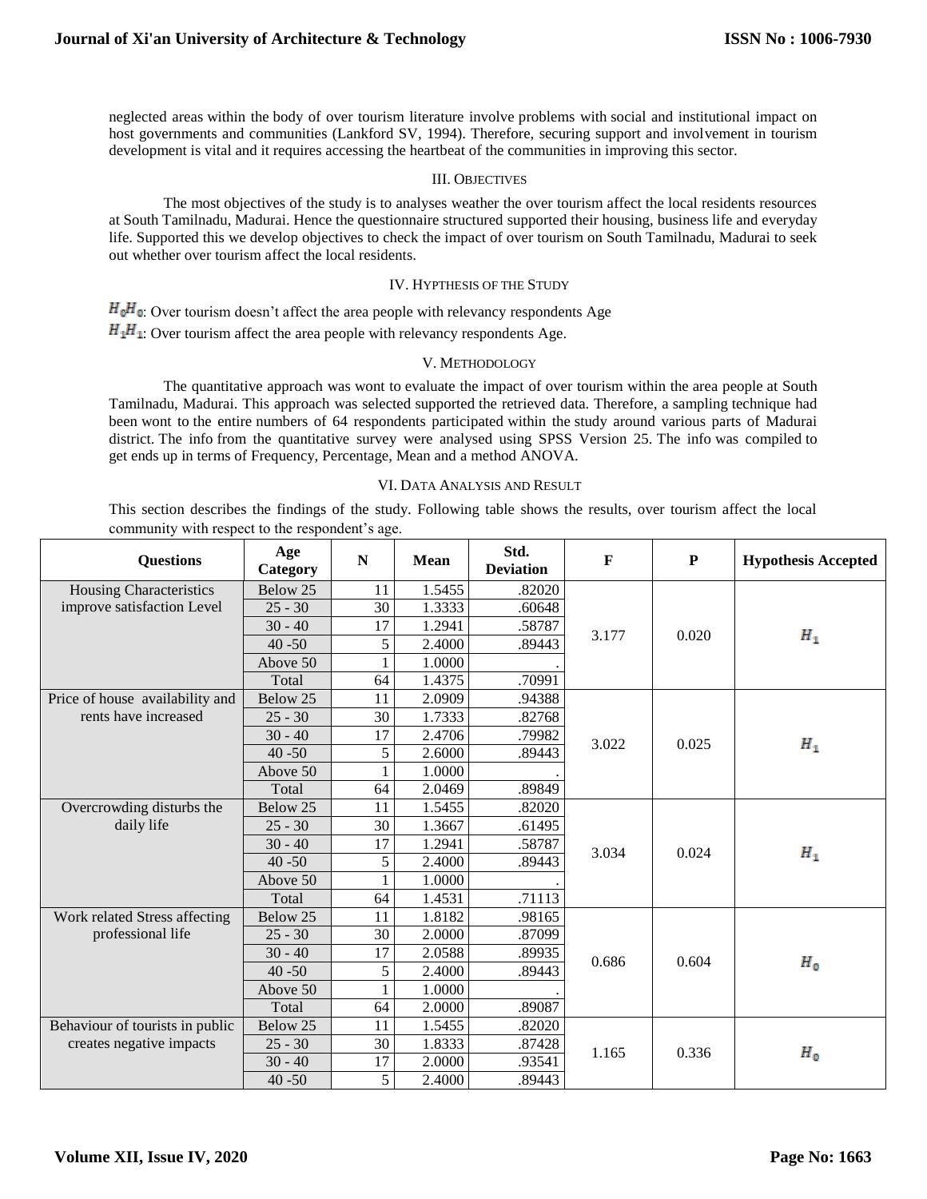neglected areas within the body of over tourism literature involve problems with social and institutional impact on host governments and communities (Lankford SV, 1994). Therefore, securing support and involvement in tourism development is vital and it requires accessing the heartbeat of the communities in improving this sector.

## III. Objectives

The most objectives of the study is to analyses weather the over tourism affect the local residents resources at South Tamilnadu, Madurai. Hence the questionnaire structured supported their housing, business life and everyday life. Supported this we develop objectives to check the impact of over tourism on South Tamilnadu, Madurai to seek out whether over tourism affect the local residents.

## IV. Hypthesis of the Study

$H_0H_0$: Over tourism doesn't affect the area people with relevancy respondents Age

$H_1H_1$: Over tourism affect the area people with relevancy respondents Age.

## V. Methodology

The quantitative approach was wont to evaluate the impact of over tourism within the area people at South Tamilnadu, Madurai. This approach was selected supported the retrieved data. Therefore, a sampling technique had been wont to the entire numbers of 64 respondents participated within the study around various parts of Madurai district. The info from the quantitative survey were analysed using SPSS Version 25. The info was compiled to get ends up in terms of Frequency, Percentage, Mean and a method ANOVA.

## VI. Data Analysis and Result

This section describes the findings of the study. Following table shows the results, over tourism affect the local community with respect to the respondent's age.

| Questions | Age Category | N | Mean | Std. Deviation | F | P | Hypothesis Accepted |
|---|---|---|---|---|---|---|---|
| Housing Characteristics improve satisfaction Level | Below 25 | 11 | 1.5455 | .82020 | 3.177 | 0.020 | $H_1$ |
| | 25 - 30 | 30 | 1.3333 | .60648 | | | |
| | 30 - 40 | 17 | 1.2941 | .58787 | | | |
| | 40 -50 | 5 | 2.4000 | .89443 | | | |
| | Above 50 | 1 | 1.0000 | . | | | |
| | Total | 64 | 1.4375 | .70991 | | | |
| Price of house availability and rents have increased | Below 25 | 11 | 2.0909 | .94388 | 3.022 | 0.025 | $H_1$ |
| | 25 - 30 | 30 | 1.7333 | .82768 | | | |
| | 30 - 40 | 17 | 2.4706 | .79982 | | | |
| | 40 -50 | 5 | 2.6000 | .89443 | | | |
| | Above 50 | 1 | 1.0000 | . | | | |
| | Total | 64 | 2.0469 | .89849 | | | |
| Overcrowding disturbs the daily life | Below 25 | 11 | 1.5455 | .82020 | 3.034 | 0.024 | $H_1$ |
| | 25 - 30 | 30 | 1.3667 | .61495 | | | |
| | 30 - 40 | 17 | 1.2941 | .58787 | | | |
| | 40 -50 | 5 | 2.4000 | .89443 | | | |
| | Above 50 | 1 | 1.0000 | . | | | |
| | Total | 64 | 1.4531 | .71113 | | | |
| Work related Stress affecting professional life | Below 25 | 11 | 1.8182 | .98165 | 0.686 | 0.604 | $H_0$ |
| | 25 - 30 | 30 | 2.0000 | .87099 | | | |
| | 30 - 40 | 17 | 2.0588 | .89935 | | | |
| | 40 -50 | 5 | 2.4000 | .89443 | | | |
| | Above 50 | 1 | 1.0000 | . | | | |
| | Total | 64 | 2.0000 | .89087 | | | |
| Behaviour of tourists in public creates negative impacts | Below 25 | 11 | 1.5455 | .82020 | 1.165 | 0.336 | $H_0$ |
| | 25 - 30 | 30 | 1.8333 | .87428 | | | |
| | 30 - 40 | 17 | 2.0000 | .93541 | | | |
| | 40 -50 | 5 | 2.4000 | .89443 | | | |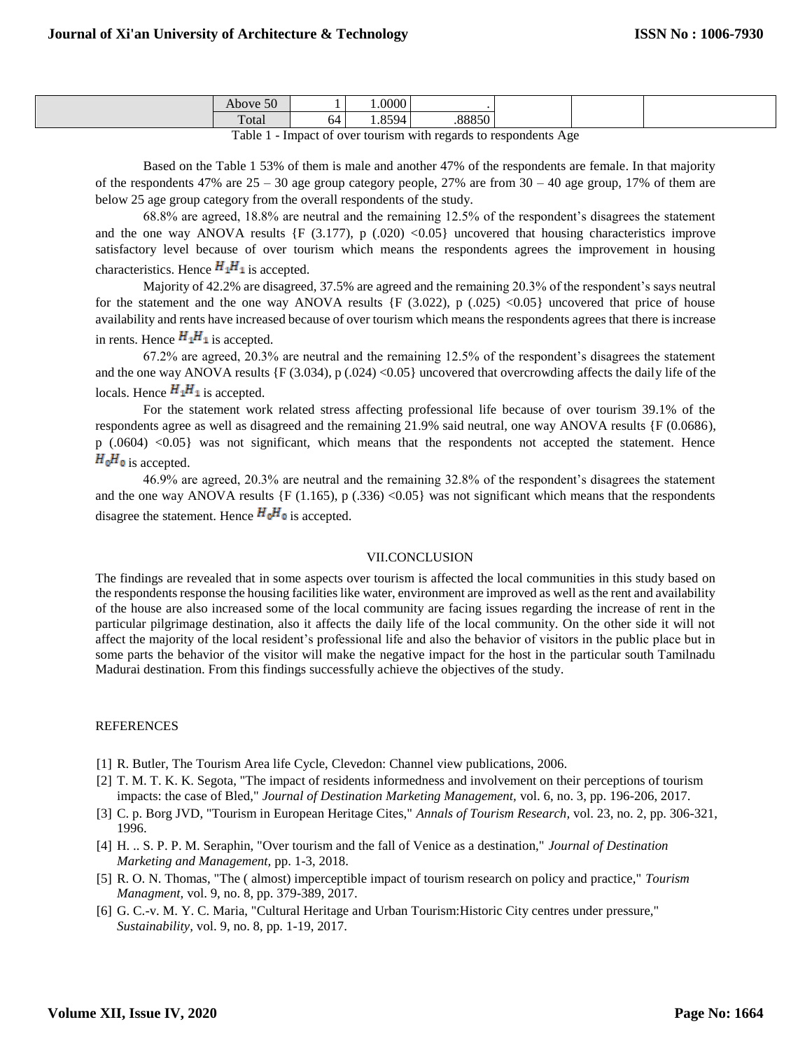|  | Above 50 | 1 | 1.0000 | . |  |  |  |
|---|---|---|---|---|---|---|---|
|  | Total | 64 | 1.8594 | .88850 |  |  |  |

Table 1 - Impact of over tourism with regards to respondents Age

Based on the Table 1 53% of them is male and another 47% of the respondents are female. In that majority of the respondents 47% are 25 – 30 age group category people, 27% are from 30 – 40 age group, 17% of them are below 25 age group category from the overall respondents of the study.

68.8% are agreed, 18.8% are neutral and the remaining 12.5% of the respondent's disagrees the statement and the one way ANOVA results {F (3.177), p (.020) <0.05} uncovered that housing characteristics improve satisfactory level because of over tourism which means the respondents agrees the improvement in housing characteristics. Hence $H_1H_1$ is accepted.

Majority of 42.2% are disagreed, 37.5% are agreed and the remaining 20.3% of the respondent's says neutral for the statement and the one way ANOVA results {F (3.022), p (.025) <0.05} uncovered that price of house availability and rents have increased because of over tourism which means the respondents agrees that there is increase in rents. Hence $H_1H_1$ is accepted.

67.2% are agreed, 20.3% are neutral and the remaining 12.5% of the respondent's disagrees the statement and the one way ANOVA results {F (3.034), p (.024) <0.05} uncovered that overcrowding affects the daily life of the locals. Hence $H_1H_1$ is accepted.

For the statement work related stress affecting professional life because of over tourism 39.1% of the respondents agree as well as disagreed and the remaining 21.9% said neutral, one way ANOVA results {F (0.0686), p (.0604) <0.05} was not significant, which means that the respondents not accepted the statement. Hence $H_0H_0$ is accepted.

46.9% are agreed, 20.3% are neutral and the remaining 32.8% of the respondent's disagrees the statement and the one way ANOVA results {F (1.165), p (.336) <0.05} was not significant which means that the respondents disagree the statement. Hence $H_0H_0$ is accepted.

## VII.CONCLUSION

The findings are revealed that in some aspects over tourism is affected the local communities in this study based on the respondents response the housing facilities like water, environment are improved as well as the rent and availability of the house are also increased some of the local community are facing issues regarding the increase of rent in the particular pilgrimage destination, also it affects the daily life of the local community. On the other side it will not affect the majority of the local resident's professional life and also the behavior of visitors in the public place but in some parts the behavior of the visitor will make the negative impact for the host in the particular south Tamilnadu Madurai destination. From this findings successfully achieve the objectives of the study.

## REFERENCES

[1] R. Butler, The Tourism Area life Cycle, Clevedon: Channel view publications, 2006.

[2] T. M. T. K. K. Segota, "The impact of residents informedness and involvement on their perceptions of tourism impacts: the case of Bled," *Journal of Destination Marketing Management,* vol. 6, no. 3, pp. 196-206, 2017.

[3] C. p. Borg JVD, "Tourism in European Heritage Cites," *Annals of Tourism Research,* vol. 23, no. 2, pp. 306-321, 1996.

[4] H. .. S. P. P. M. Seraphin, "Over tourism and the fall of Venice as a destination," *Journal of Destination Marketing and Management,* pp. 1-3, 2018.

[5] R. O. N. Thomas, "The ( almost) imperceptible impact of tourism research on policy and practice," *Tourism Managment,* vol. 9, no. 8, pp. 379-389, 2017.

[6] G. C.-v. M. Y. C. Maria, "Cultural Heritage and Urban Tourism:Historic City centres under pressure," *Sustainability,* vol. 9, no. 8, pp. 1-19, 2017.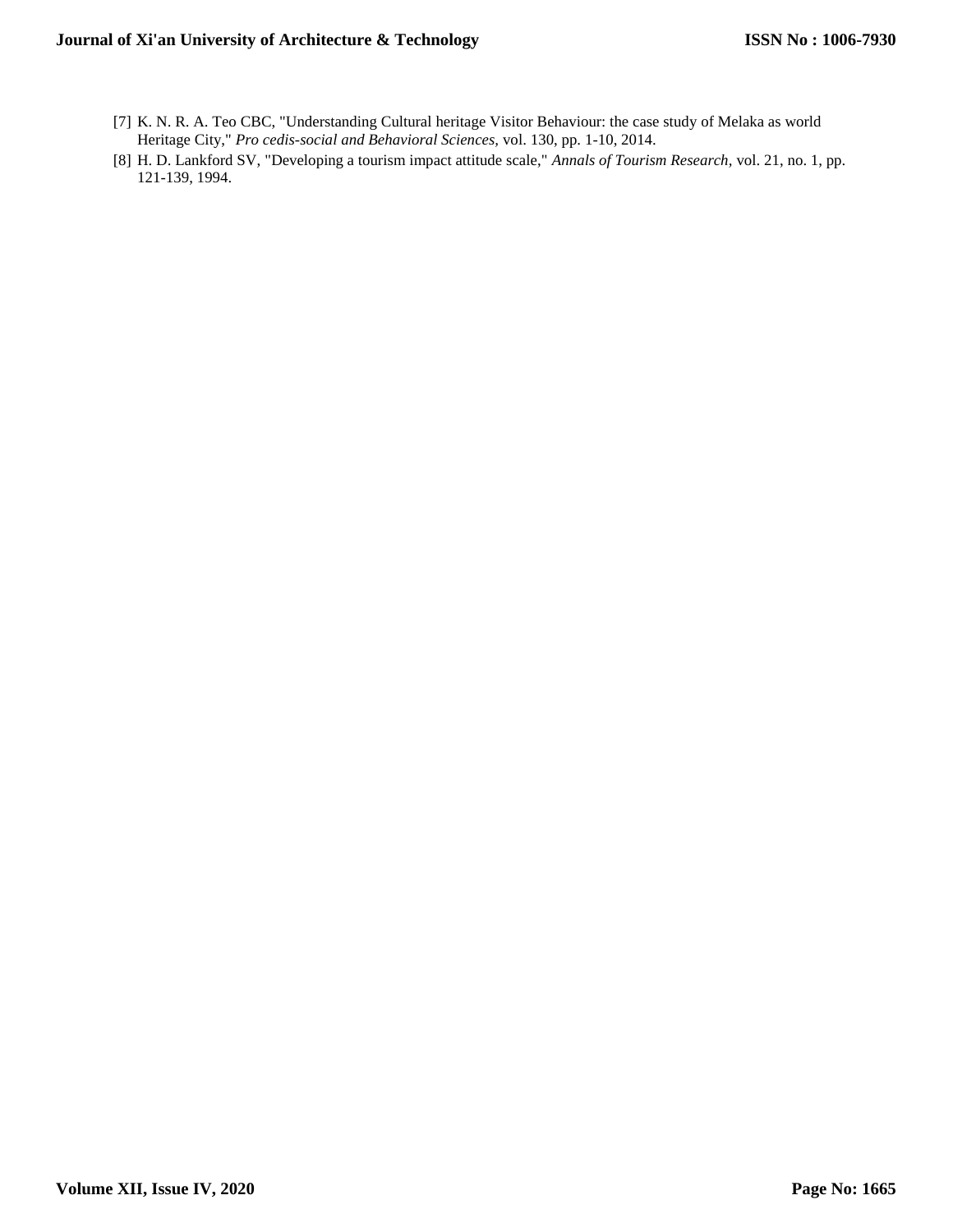[7] K. N. R. A. Teo CBC, "Understanding Cultural heritage Visitor Behaviour: the case study of Melaka as world Heritage City," *Pro cedis-social and Behavioral Sciences,* vol. 130, pp. 1-10, 2014.

[8] H. D. Lankford SV, "Developing a tourism impact attitude scale," *Annals of Tourism Research,* vol. 21, no. 1, pp. 121-139, 1994.